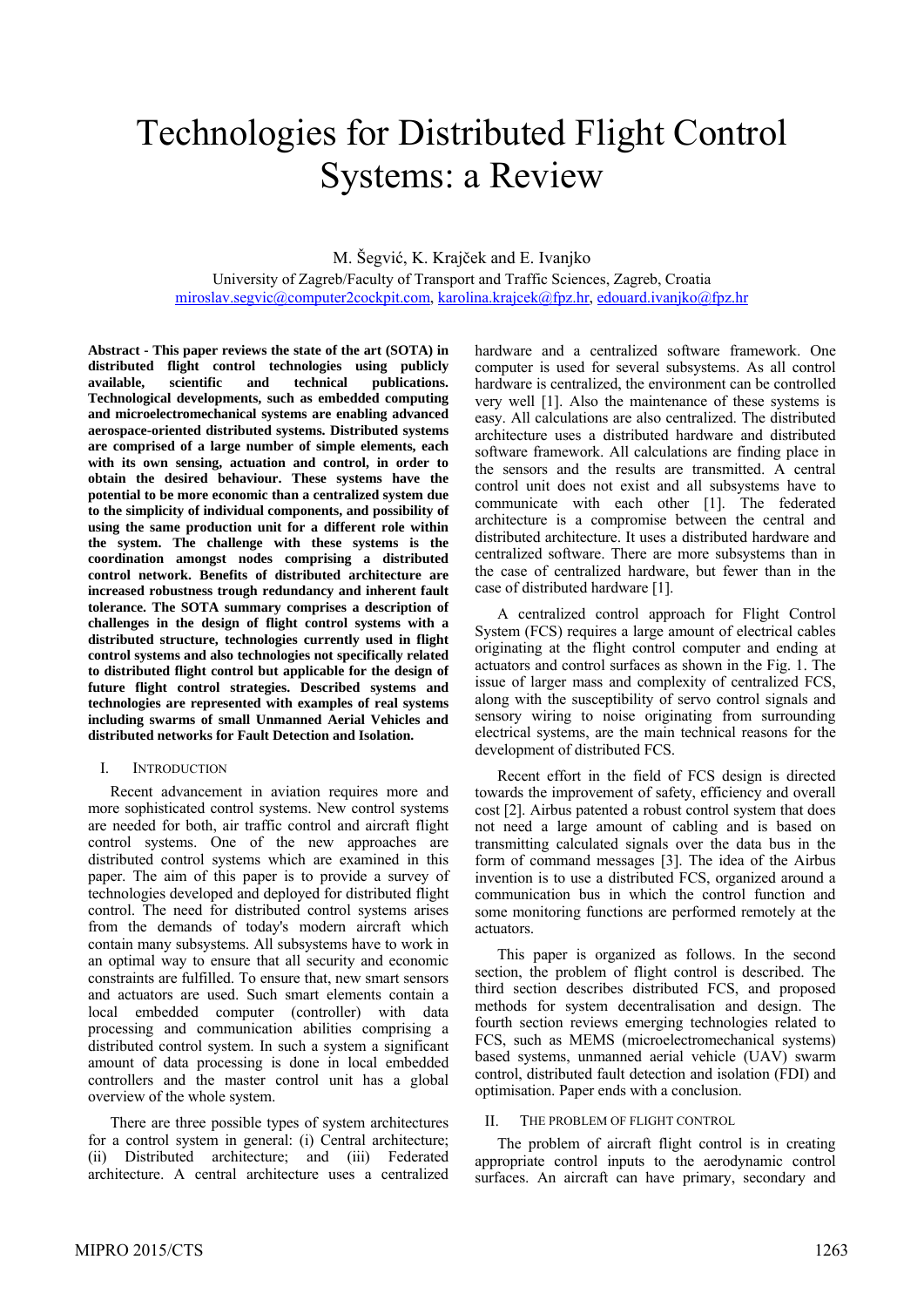# Technologies for Distributed Flight Control Systems: a Review

M. Šegvić, K. Krajček and E. Ivanjko

University of Zagreb/Faculty of Transport and Traffic Sciences, Zagreb, Croatia

miroslav.segvic@computer2cockpit.com, karolina.krajcek@fpz.hr, edouard.ivanjko@fpz.hr

**Abstract - This paper reviews the state of the art (SOTA) in distributed flight control technologies using publicly available, scientific and technical publications. Technological developments, such as embedded computing and microelectromechanical systems are enabling advanced aerospace-oriented distributed systems. Distributed systems are comprised of a large number of simple elements, each with its own sensing, actuation and control, in order to obtain the desired behaviour. These systems have the potential to be more economic than a centralized system due to the simplicity of individual components, and possibility of using the same production unit for a different role within the system. The challenge with these systems is the coordination amongst nodes comprising a distributed control network. Benefits of distributed architecture are increased robustness trough redundancy and inherent fault tolerance. The SOTA summary comprises a description of challenges in the design of flight control systems with a distributed structure, technologies currently used in flight control systems and also technologies not specifically related to distributed flight control but applicable for the design of future flight control strategies. Described systems and technologies are represented with examples of real systems including swarms of small Unmanned Aerial Vehicles and distributed networks for Fault Detection and Isolation.**

## I. INTRODUCTION

Recent advancement in aviation requires more and more sophisticated control systems. New control systems are needed for both, air traffic control and aircraft flight control systems. One of the new approaches are distributed control systems which are examined in this paper. The aim of this paper is to provide a survey of technologies developed and deployed for distributed flight control. The need for distributed control systems arises from the demands of today's modern aircraft which contain many subsystems. All subsystems have to work in an optimal way to ensure that all security and economic constraints are fulfilled. To ensure that, new smart sensors and actuators are used. Such smart elements contain a local embedded computer (controller) with data processing and communication abilities comprising a distributed control system. In such a system a significant amount of data processing is done in local embedded controllers and the master control unit has a global overview of the whole system.

There are three possible types of system architectures for a control system in general: (i) Central architecture; (ii) Distributed architecture; and (iii) Federated architecture. A central architecture uses a centralized hardware and a centralized software framework. One computer is used for several subsystems. As all control hardware is centralized, the environment can be controlled very well [1]. Also the maintenance of these systems is easy. All calculations are also centralized. The distributed architecture uses a distributed hardware and distributed software framework. All calculations are finding place in the sensors and the results are transmitted. A central control unit does not exist and all subsystems have to communicate with each other [1]. The federated architecture is a compromise between the central and distributed architecture. It uses a distributed hardware and centralized software. There are more subsystems than in the case of centralized hardware, but fewer than in the case of distributed hardware [1].

A centralized control approach for Flight Control System (FCS) requires a large amount of electrical cables originating at the flight control computer and ending at actuators and control surfaces as shown in the Fig. 1. The issue of larger mass and complexity of centralized FCS, along with the susceptibility of servo control signals and sensory wiring to noise originating from surrounding electrical systems, are the main technical reasons for the development of distributed FCS.

Recent effort in the field of FCS design is directed towards the improvement of safety, efficiency and overall cost [2]. Airbus patented a robust control system that does not need a large amount of cabling and is based on transmitting calculated signals over the data bus in the form of command messages [3]. The idea of the Airbus invention is to use a distributed FCS, organized around a communication bus in which the control function and some monitoring functions are performed remotely at the actuators.

This paper is organized as follows. In the second section, the problem of flight control is described. The third section describes distributed FCS, and proposed methods for system decentralisation and design. The fourth section reviews emerging technologies related to FCS, such as MEMS (microelectromechanical systems) based systems, unmanned aerial vehicle (UAV) swarm control, distributed fault detection and isolation (FDI) and optimisation. Paper ends with a conclusion.

## II. THE PROBLEM OF FLIGHT CONTROL

The problem of aircraft flight control is in creating appropriate control inputs to the aerodynamic control surfaces. An aircraft can have primary, secondary and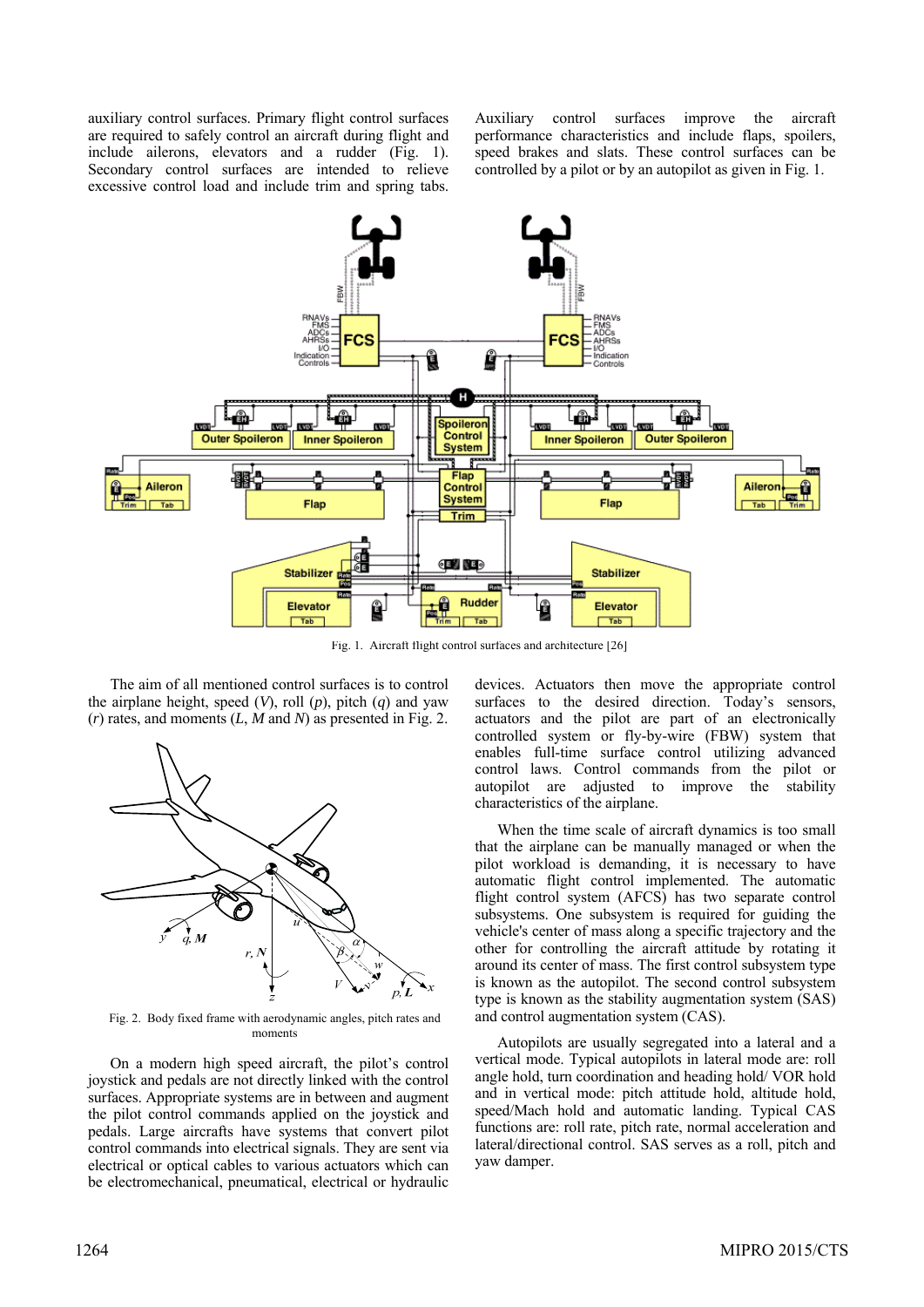auxiliary control surfaces. Primary flight control surfaces are required to safely control an aircraft during flight and include ailerons, elevators and a rudder (Fig. 1). Secondary control surfaces are intended to relieve excessive control load and include trim and spring tabs. Auxiliary control surfaces improve the aircraft performance characteristics and include flaps, spoilers, speed brakes and slats. These control surfaces can be controlled by a pilot or by an autopilot as given in Fig. 1.

FBW
RNAVs
FMS
ADCs
AHRSs
I/O
Indication
Controls
FCS
H
Outer Spoileron
Inner Spoileron
Spoileron Control System
Flap Control System
Trim
Aileron
Flap
Stabilizer
Elevator
Rudder
Tab
Trim
LVDT
EH
Rate
Pos

Fig. 1. Aircraft flight control surfaces and architecture [26]

The aim of all mentioned control surfaces is to control the airplane height, speed ($V$), roll ($p$), pitch ($q$) and yaw ($r$) rates, and moments ($L$, $M$ and $N$) as presented in Fig. 2.

y
q, M
r, N
u
α
β
w
v
V
p, L
x
z

Fig. 2. Body fixed frame with aerodynamic angles, pitch rates and moments

On a modern high speed aircraft, the pilot's control joystick and pedals are not directly linked with the control surfaces. Appropriate systems are in between and augment the pilot control commands applied on the joystick and pedals. Large aircrafts have systems that convert pilot control commands into electrical signals. They are sent via electrical or optical cables to various actuators which can be electromechanical, pneumatical, electrical or hydraulic devices. Actuators then move the appropriate control surfaces to the desired direction. Today's sensors, actuators and the pilot are part of an electronically controlled system or fly-by-wire (FBW) system that enables full-time surface control utilizing advanced control laws. Control commands from the pilot or autopilot are adjusted to improve the stability characteristics of the airplane.

When the time scale of aircraft dynamics is too small that the airplane can be manually managed or when the pilot workload is demanding, it is necessary to have automatic flight control implemented. The automatic flight control system (AFCS) has two separate control subsystems. One subsystem is required for guiding the vehicle's center of mass along a specific trajectory and the other for controlling the aircraft attitude by rotating it around its center of mass. The first control subsystem type is known as the autopilot. The second control subsystem type is known as the stability augmentation system (SAS) and control augmentation system (CAS).

Autopilots are usually segregated into a lateral and a vertical mode. Typical autopilots in lateral mode are: roll angle hold, turn coordination and heading hold/ VOR hold and in vertical mode: pitch attitude hold, altitude hold, speed/Mach hold and automatic landing. Typical CAS functions are: roll rate, pitch rate, normal acceleration and lateral/directional control. SAS serves as a roll, pitch and yaw damper.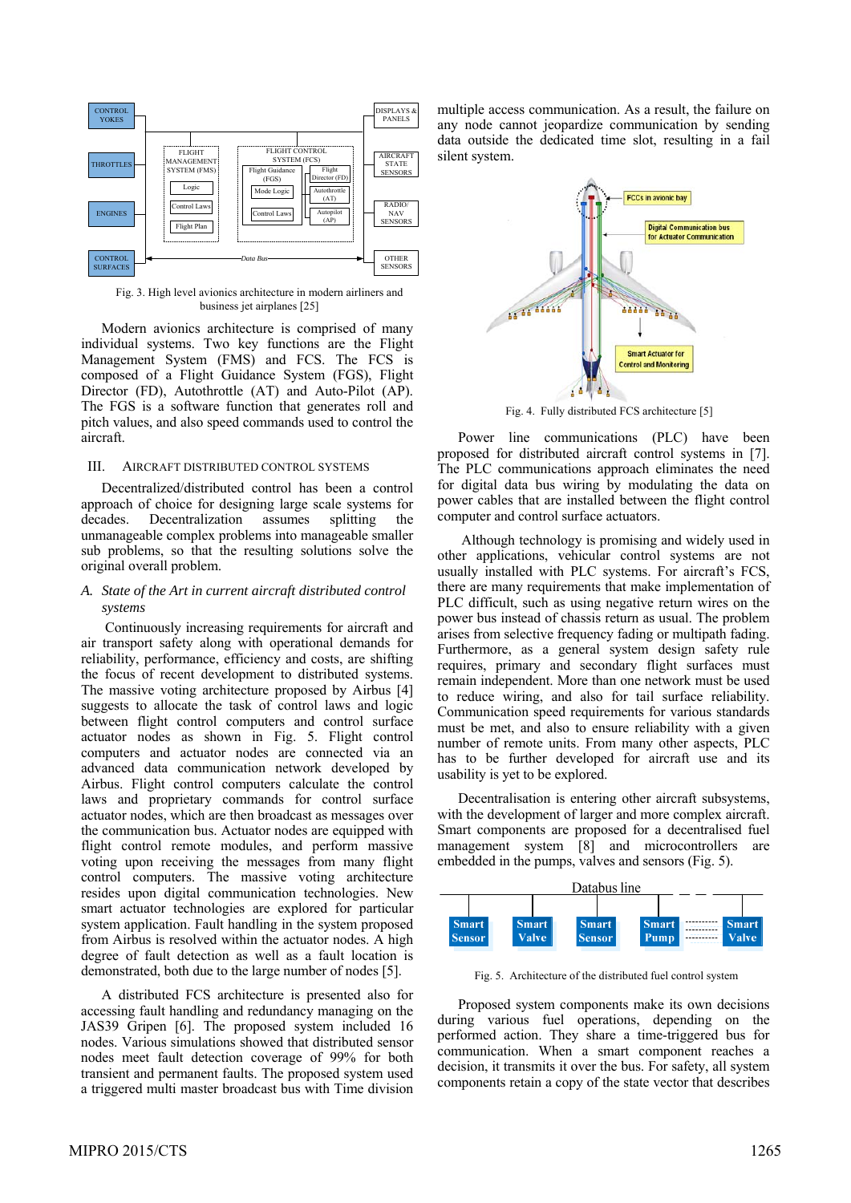Fig. 3. High level avionics architecture in modern airliners and business jet airplanes [25]

Modern avionics architecture is comprised of many individual systems. Two key functions are the Flight Management System (FMS) and FCS. The FCS is composed of a Flight Guidance System (FGS), Flight Director (FD), Autothrottle (AT) and Auto-Pilot (AP). The FGS is a software function that generates roll and pitch values, and also speed commands used to control the aircraft.

## III. Aircraft Distributed Control Systems

Decentralized/distributed control has been a control approach of choice for designing large scale systems for decades. Decentralization assumes splitting the unmanageable complex problems into manageable smaller sub problems, so that the resulting solutions solve the original overall problem.

### *A. State of the Art in current aircraft distributed control systems*

Continuously increasing requirements for aircraft and air transport safety along with operational demands for reliability, performance, efficiency and costs, are shifting the focus of recent development to distributed systems. The massive voting architecture proposed by Airbus [4] suggests to allocate the task of control laws and logic between flight control computers and control surface actuator nodes as shown in Fig. 5. Flight control computers and actuator nodes are connected via an advanced data communication network developed by Airbus. Flight control computers calculate the control laws and proprietary commands for control surface actuator nodes, which are then broadcast as messages over the communication bus. Actuator nodes are equipped with flight control remote modules, and perform massive voting upon receiving the messages from many flight control computers. The massive voting architecture resides upon digital communication technologies. New smart actuator technologies are explored for particular system application. Fault handling in the system proposed from Airbus is resolved within the actuator nodes. A high degree of fault detection as well as a fault location is demonstrated, both due to the large number of nodes [5].

A distributed FCS is presented also for accessing fault handling and redundancy managing on the JAS39 Gripen [6]. The proposed system included 16 nodes. Various simulations showed that distributed sensor nodes meet fault detection coverage of 99% for both transient and permanent faults. The proposed system used a triggered multi master broadcast bus with Time division multiple access communication. As a result, the failure on any node cannot jeopardize communication by sending data outside the dedicated time slot, resulting in a fail silent system.

Fig. 4. Fully distributed FCS architecture [5]

Power line communications (PLC) have been proposed for distributed aircraft control systems in [7]. The PLC communications approach eliminates the need for digital data bus wiring by modulating the data on power cables that are installed between the flight control computer and control surface actuators.

Although technology is promising and widely used in other applications, vehicular control systems are not usually installed with PLC systems. For aircraft's FCS, there are many requirements that make implementation of PLC difficult, such as using negative return wires on the power bus instead of chassis return as usual. The problem arises from selective frequency fading or multipath fading. Furthermore, as a general system design safety rule requires, primary and secondary flight surfaces must remain independent. More than one network must be used to reduce wiring, and also for tail surface reliability. Communication speed requirements for various standards must be met, and also to ensure reliability with a given number of remote units. From many other aspects, PLC has to be further developed for aircraft use and its usability is yet to be explored.

Decentralisation is entering other aircraft subsystems, with the development of larger and more complex aircraft. Smart components are proposed for a decentralised fuel management system [8] and microcontrollers are embedded in the pumps, valves and sensors (Fig. 5).

Fig. 5. Architecture of the distributed fuel control system

Proposed system components make its own decisions during various fuel operations, depending on the performed action. They share a time-triggered bus for communication. When a smart component reaches a decision, it transmits it over the bus. For safety, all system components retain a copy of the state vector that describes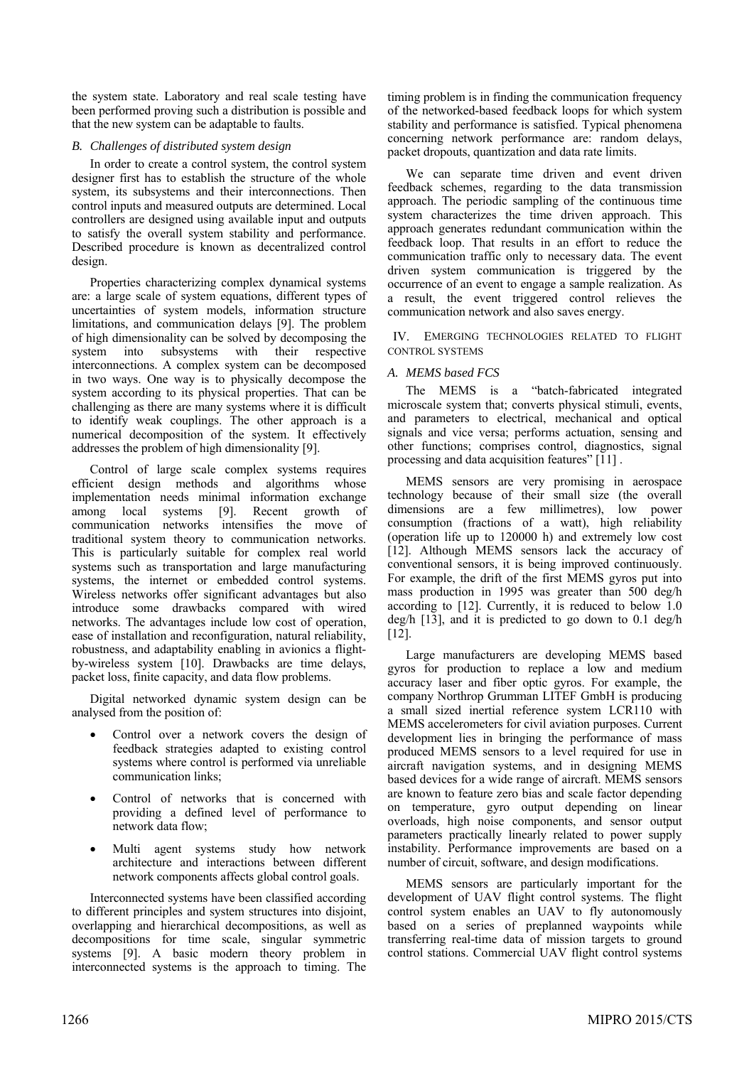the system state. Laboratory and real scale testing have been performed proving such a distribution is possible and that the new system can be adaptable to faults.

### B. Challenges of distributed system design

In order to create a control system, the control system designer first has to establish the structure of the whole system, its subsystems and their interconnections. Then control inputs and measured outputs are determined. Local controllers are designed using available input and outputs to satisfy the overall system stability and performance. Described procedure is known as decentralized control design.

Properties characterizing complex dynamical systems are: a large scale of system equations, different types of uncertainties of system models, information structure limitations, and communication delays [9]. The problem of high dimensionality can be solved by decomposing the system into subsystems with their respective interconnections. A complex system can be decomposed in two ways. One way is to physically decompose the system according to its physical properties. That can be challenging as there are many systems where it is difficult to identify weak couplings. The other approach is a numerical decomposition of the system. It effectively addresses the problem of high dimensionality [9].

Control of large scale complex systems requires efficient design methods and algorithms whose implementation needs minimal information exchange among local systems [9]. Recent growth of communication networks intensifies the move of traditional system theory to communication networks. This is particularly suitable for complex real world systems such as transportation and large manufacturing systems, the internet or embedded control systems. Wireless networks offer significant advantages but also introduce some drawbacks compared with wired networks. The advantages include low cost of operation, ease of installation and reconfiguration, natural reliability, robustness, and adaptability enabling in avionics a flight-by-wireless system [10]. Drawbacks are time delays, packet loss, finite capacity, and data flow problems.

Digital networked dynamic system design can be analysed from the position of:

- Control over a network covers the design of feedback strategies adapted to existing control systems where control is performed via unreliable communication links;
- Control of networks that is concerned with providing a defined level of performance to network data flow;
- Multi agent systems study how network architecture and interactions between different network components affects global control goals.

Interconnected systems have been classified according to different principles and system structures into disjoint, overlapping and hierarchical decompositions, as well as decompositions for time scale, singular symmetric systems [9]. A basic modern theory problem in interconnected systems is the approach to timing. The timing problem is in finding the communication frequency of the networked-based feedback loops for which system stability and performance is satisfied. Typical phenomena concerning network performance are: random delays, packet dropouts, quantization and data rate limits.

We can separate time driven and event driven feedback schemes, regarding to the data transmission approach. The periodic sampling of the continuous time system characterizes the time driven approach. This approach generates redundant communication within the feedback loop. That results in an effort to reduce the communication traffic only to necessary data. The event driven system communication is triggered by the occurrence of an event to engage a sample realization. As a result, the event triggered control relieves the communication network and also saves energy.

## IV. Emerging technologies related to flight control systems

### A. MEMS based FCS

The MEMS is a "batch-fabricated integrated microscale system that; converts physical stimuli, events, and parameters to electrical, mechanical and optical signals and vice versa; performs actuation, sensing and other functions; comprises control, diagnostics, signal processing and data acquisition features" [11] .

MEMS sensors are very promising in aerospace technology because of their small size (the overall dimensions are a few millimetres), low power consumption (fractions of a watt), high reliability (operation life up to 120000 h) and extremely low cost [12]. Although MEMS sensors lack the accuracy of conventional sensors, it is being improved continuously. For example, the drift of the first MEMS gyros put into mass production in 1995 was greater than 500 deg/h according to [12]. Currently, it is reduced to below 1.0 deg/h [13], and it is predicted to go down to 0.1 deg/h [12].

Large manufacturers are developing MEMS based gyros for production to replace a low and medium accuracy laser and fiber optic gyros. For example, the company Northrop Grumman LITEF GmbH is producing a small sized inertial reference system LCR110 with MEMS accelerometers for civil aviation purposes. Current development lies in bringing the performance of mass produced MEMS sensors to a level required for use in aircraft navigation systems, and in designing MEMS based devices for a wide range of aircraft. MEMS sensors are known to feature zero bias and scale factor depending on temperature, gyro output depending on linear overloads, high noise components, and sensor output parameters practically linearly related to power supply instability. Performance improvements are based on a number of circuit, software, and design modifications.

MEMS sensors are particularly important for the development of UAV flight control systems. The flight control system enables an UAV to fly autonomously based on a series of preplanned waypoints while transferring real-time data of mission targets to ground control stations. Commercial UAV flight control systems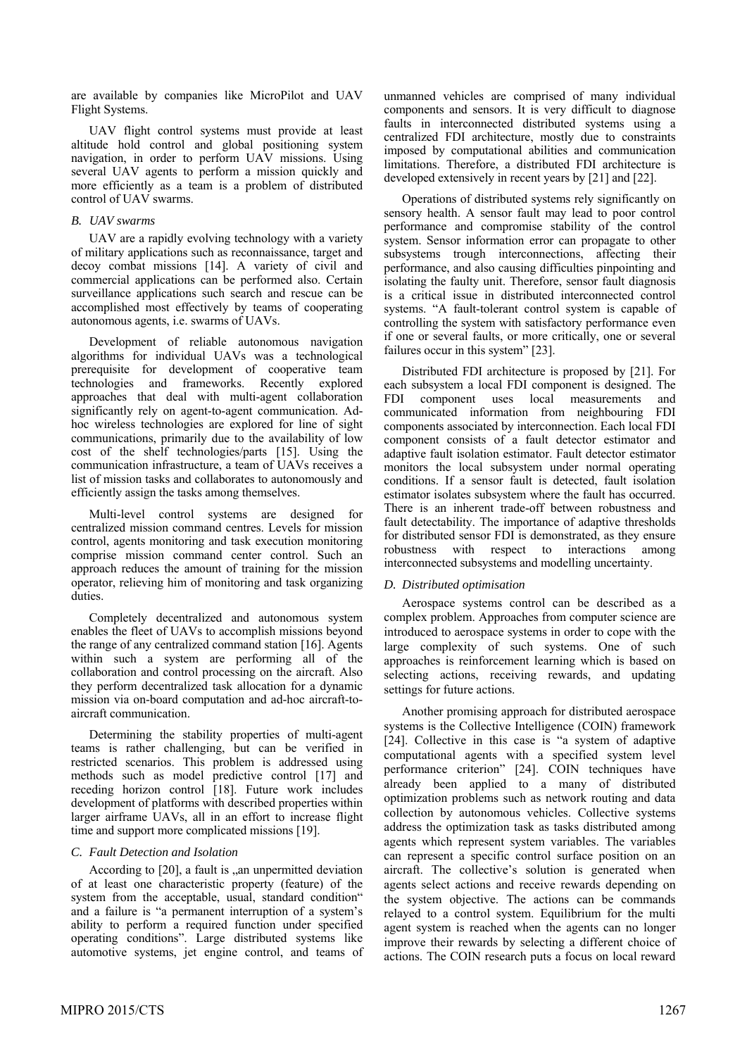are available by companies like MicroPilot and UAV Flight Systems.

UAV flight control systems must provide at least altitude hold control and global positioning system navigation, in order to perform UAV missions. Using several UAV agents to perform a mission quickly and more efficiently as a team is a problem of distributed control of UAV swarms.

### *B. UAV swarms*

UAV are a rapidly evolving technology with a variety of military applications such as reconnaissance, target and decoy combat missions [14]. A variety of civil and commercial applications can be performed also. Certain surveillance applications such search and rescue can be accomplished most effectively by teams of cooperating autonomous agents, i.e. swarms of UAVs.

Development of reliable autonomous navigation algorithms for individual UAVs was a technological prerequisite for development of cooperative team technologies and frameworks. Recently explored approaches that deal with multi-agent collaboration significantly rely on agent-to-agent communication. Ad-hoc wireless technologies are explored for line of sight communications, primarily due to the availability of low cost of the shelf technologies/parts [15]. Using the communication infrastructure, a team of UAVs receives a list of mission tasks and collaborates to autonomously and efficiently assign the tasks among themselves.

Multi-level control systems are designed for centralized mission command centres. Levels for mission control, agents monitoring and task execution monitoring comprise mission command center control. Such an approach reduces the amount of training for the mission operator, relieving him of monitoring and task organizing duties.

Completely decentralized and autonomous system enables the fleet of UAVs to accomplish missions beyond the range of any centralized command station [16]. Agents within such a system are performing all of the collaboration and control processing on the aircraft. Also they perform decentralized task allocation for a dynamic mission via on-board computation and ad-hoc aircraft-to-aircraft communication.

Determining the stability properties of multi-agent teams is rather challenging, but can be verified in restricted scenarios. This problem is addressed using methods such as model predictive control [17] and receding horizon control [18]. Future work includes development of platforms with described properties within larger airframe UAVs, all in an effort to increase flight time and support more complicated missions [19].

### *C. Fault Detection and Isolation*

According to [20], a fault is „an unpermitted deviation of at least one characteristic property (feature) of the system from the acceptable, usual, standard condition" and a failure is "a permanent interruption of a system's ability to perform a required function under specified operating conditions". Large distributed systems like automotive systems, jet engine control, and teams of unmanned vehicles are comprised of many individual components and sensors. It is very difficult to diagnose faults in interconnected distributed systems using a centralized FDI architecture, mostly due to constraints imposed by computational abilities and communication limitations. Therefore, a distributed FDI architecture is developed extensively in recent years by [21] and [22].

Operations of distributed systems rely significantly on sensory health. A sensor fault may lead to poor control performance and compromise stability of the control system. Sensor information error can propagate to other subsystems trough interconnections, affecting their performance, and also causing difficulties pinpointing and isolating the faulty unit. Therefore, sensor fault diagnosis is a critical issue in distributed interconnected control systems. "A fault-tolerant control system is capable of controlling the system with satisfactory performance even if one or several faults, or more critically, one or several failures occur in this system" [23].

Distributed FDI architecture is proposed by [21]. For each subsystem a local FDI component is designed. The FDI component uses local measurements and communicated information from neighbouring FDI components associated by interconnection. Each local FDI component consists of a fault detector estimator and adaptive fault isolation estimator. Fault detector estimator monitors the local subsystem under normal operating conditions. If a sensor fault is detected, fault isolation estimator isolates subsystem where the fault has occurred. There is an inherent trade-off between robustness and fault detectability. The importance of adaptive thresholds for distributed sensor FDI is demonstrated, as they ensure robustness with respect to interactions among interconnected subsystems and modelling uncertainty.

### *D. Distributed optimisation*

Aerospace systems control can be described as a complex problem. Approaches from computer science are introduced to aerospace systems in order to cope with the large complexity of such systems. One of such approaches is reinforcement learning which is based on selecting actions, receiving rewards, and updating settings for future actions.

Another promising approach for distributed aerospace systems is the Collective Intelligence (COIN) framework [24]. Collective in this case is "a system of adaptive computational agents with a specified system level performance criterion" [24]. COIN techniques have already been applied to a many of distributed optimization problems such as network routing and data collection by autonomous vehicles. Collective systems address the optimization task as tasks distributed among agents which represent system variables. The variables can represent a specific control surface position on an aircraft. The collective's solution is generated when agents select actions and receive rewards depending on the system objective. The actions can be commands relayed to a control system. Equilibrium for the multi agent system is reached when the agents can no longer improve their rewards by selecting a different choice of actions. The COIN research puts a focus on local reward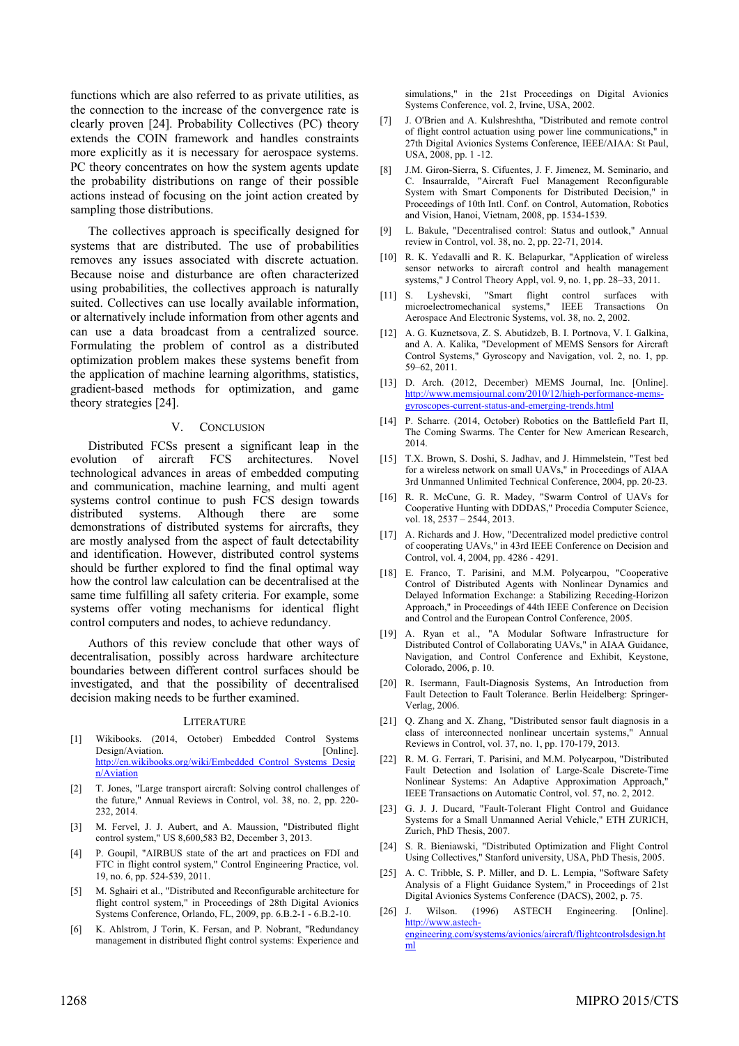functions which are also referred to as private utilities, as the connection to the increase of the convergence rate is clearly proven [24]. Probability Collectives (PC) theory extends the COIN framework and handles constraints more explicitly as it is necessary for aerospace systems. PC theory concentrates on how the system agents update the probability distributions on range of their possible actions instead of focusing on the joint action created by sampling those distributions.

The collectives approach is specifically designed for systems that are distributed. The use of probabilities removes any issues associated with discrete actuation. Because noise and disturbance are often characterized using probabilities, the collectives approach is naturally suited. Collectives can use locally available information, or alternatively include information from other agents and can use a data broadcast from a centralized source. Formulating the problem of control as a distributed optimization problem makes these systems benefit from the application of machine learning algorithms, statistics, gradient-based methods for optimization, and game theory strategies [24].

## V. Conclusion

Distributed FCSs present a significant leap in the evolution of aircraft FCS architectures. Novel technological advances in areas of embedded computing and communication, machine learning, and multi agent systems control continue to push FCS design towards distributed systems. Although there are some demonstrations of distributed systems for aircrafts, they are mostly analysed from the aspect of fault detectability and identification. However, distributed control systems should be further explored to find the final optimal way how the control law calculation can be decentralised at the same time fulfilling all safety criteria. For example, some systems offer voting mechanisms for identical flight control computers and nodes, to achieve redundancy.

Authors of this review conclude that other ways of decentralisation, possibly across hardware architecture boundaries between different control surfaces should be investigated, and that the possibility of decentralised decision making needs to be further examined.

## Literature

[1] Wikibooks. (2014, October) Embedded Control Systems Design/Aviation. [Online]. http://en.wikibooks.org/wiki/Embedded_Control_Systems_Design/Aviation

[2] T. Jones, "Large transport aircraft: Solving control challenges of the future," Annual Reviews in Control, vol. 38, no. 2, pp. 220-232, 2014.

[3] M. Fervel, J. J. Aubert, and A. Maussion, "Distributed flight control system," US 8,600,583 B2, December 3, 2013.

[4] P. Goupil, "AIRBUS state of the art and practices on FDI and FTC in flight control system," Control Engineering Practice, vol. 19, no. 6, pp. 524-539, 2011.

[5] M. Sghairi et al., "Distributed and Reconfigurable architecture for flight control system," in Proceedings of 28th Digital Avionics Systems Conference, Orlando, FL, 2009, pp. 6.B.2-1 - 6.B.2-10.

[6] K. Ahlstrom, J Torin, K. Fersan, and P. Nobrant, "Redundancy management in distributed flight control systems: Experience and simulations," in the 21st Proceedings on Digital Avionics Systems Conference, vol. 2, Irvine, USA, 2002.

[7] J. O'Brien and A. Kulshreshtha, "Distributed and remote control of flight control actuation using power line communications," in 27th Digital Avionics Systems Conference, IEEE/AIAA: St Paul, USA, 2008, pp. 1 -12.

[8] J.M. Giron-Sierra, S. Cifuentes, J. F. Jimenez, M. Seminario, and C. Insaurralde, "Aircraft Fuel Management Reconfigurable System with Smart Components for Distributed Decision," in Proceedings of 10th Intl. Conf. on Control, Automation, Robotics and Vision, Hanoi, Vietnam, 2008, pp. 1534-1539.

[9] L. Bakule, "Decentralised control: Status and outlook," Annual review in Control, vol. 38, no. 2, pp. 22-71, 2014.

[10] R. K. Yedavalli and R. K. Belapurkar, "Application of wireless sensor networks to aircraft control and health management systems," J Control Theory Appl, vol. 9, no. 1, pp. 28–33, 2011.

[11] S. Lyshevski, "Smart flight control surfaces with microelectromechanical systems," IEEE Transactions On Aerospace And Electronic Systems, vol. 38, no. 2, 2002.

[12] A. G. Kuznetsova, Z. S. Abutidzeb, B. I. Portnova, V. I. Galkina, and A. A. Kalika, "Development of MEMS Sensors for Aircraft Control Systems," Gyroscopy and Navigation, vol. 2, no. 1, pp. 59–62, 2011.

[13] D. Arch. (2012, December) MEMS Journal, Inc. [Online]. http://www.memsjournal.com/2010/12/high-performance-mems-gyroscopes-current-status-and-emerging-trends.html

[14] P. Scharre. (2014, October) Robotics on the Battlefield Part II, The Coming Swarms. The Center for New American Research, 2014.

[15] T.X. Brown, S. Doshi, S. Jadhav, and J. Himmelstein, "Test bed for a wireless network on small UAVs," in Proceedings of AIAA 3rd Unmanned Unlimited Technical Conference, 2004, pp. 20-23.

[16] R. R. McCune, G. R. Madey, "Swarm Control of UAVs for Cooperative Hunting with DDDAS," Procedia Computer Science, vol. 18, 2537 – 2544, 2013.

[17] A. Richards and J. How, "Decentralized model predictive control of cooperating UAVs," in 43rd IEEE Conference on Decision and Control, vol. 4, 2004, pp. 4286 - 4291.

[18] E. Franco, T. Parisini, and M.M. Polycarpou, "Cooperative Control of Distributed Agents with Nonlinear Dynamics and Delayed Information Exchange: a Stabilizing Receding-Horizon Approach," in Proceedings of 44th IEEE Conference on Decision and Control and the European Control Conference, 2005.

[19] A. Ryan et al., "A Modular Software Infrastructure for Distributed Control of Collaborating UAVs," in AIAA Guidance, Navigation, and Control Conference and Exhibit, Keystone, Colorado, 2006, p. 10.

[20] R. Isermann, Fault-Diagnosis Systems, An Introduction from Fault Detection to Fault Tolerance. Berlin Heidelberg: Springer-Verlag, 2006.

[21] Q. Zhang and X. Zhang, "Distributed sensor fault diagnosis in a class of interconnected nonlinear uncertain systems," Annual Reviews in Control, vol. 37, no. 1, pp. 170-179, 2013.

[22] R. M. G. Ferrari, T. Parisini, and M.M. Polycarpou, "Distributed Fault Detection and Isolation of Large-Scale Discrete-Time Nonlinear Systems: An Adaptive Approximation Approach," IEEE Transactions on Automatic Control, vol. 57, no. 2, 2012.

[23] G. J. J. Ducard, "Fault-Tolerant Flight Control and Guidance Systems for a Small Unmanned Aerial Vehicle," ETH ZURICH, Zurich, PhD Thesis, 2007.

[24] S. R. Bieniawski, "Distributed Optimization and Flight Control Using Collectives," Stanford university, USA, PhD Thesis, 2005.

[25] A. C. Tribble, S. P. Miller, and D. L. Lempia, "Software Safety Analysis of a Flight Guidance System," in Proceedings of 21st Digital Avionics Systems Conference (DACS), 2002, p. 75.

[26] J. Wilson. (1996) ASTECH Engineering. [Online]. http://www.astech-engineering.com/systems/avionics/aircraft/flightcontrolsdesign.html